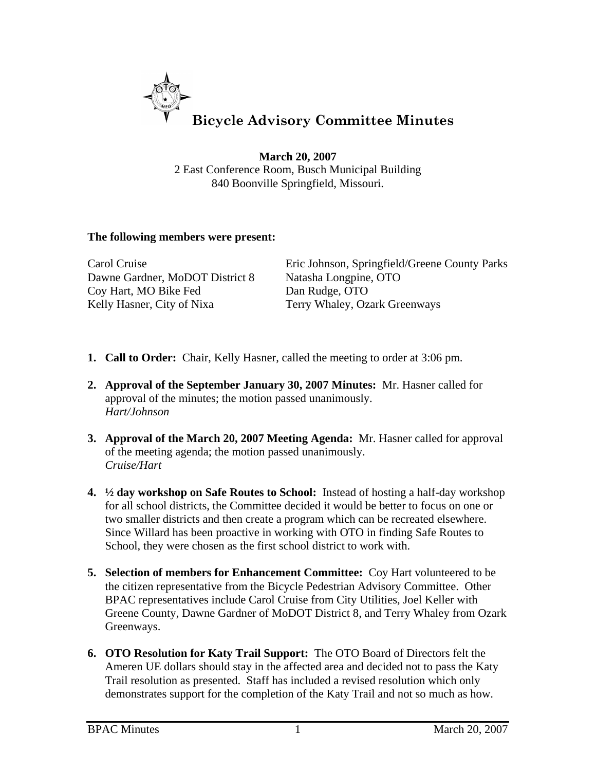# Bicycle Advisory Committee Minutes

**March 20, 2007**
2 East Conference Room, Busch Municipal Building
840 Boonville Springfield, Missouri.

**The following members were present:**

Carol Cruise
Dawne Gardner, MoDOT District 8
Coy Hart, MO Bike Fed
Kelly Hasner, City of Nixa
Eric Johnson, Springfield/Greene County Parks
Natasha Longpine, OTO
Dan Rudge, OTO
Terry Whaley, Ozark Greenways

1. **Call to Order:** Chair, Kelly Hasner, called the meeting to order at 3:06 pm.

2. **Approval of the September January 30, 2007 Minutes:** Mr. Hasner called for approval of the minutes; the motion passed unanimously.
   *Hart/Johnson*

3. **Approval of the March 20, 2007 Meeting Agenda:** Mr. Hasner called for approval of the meeting agenda; the motion passed unanimously.
   *Cruise/Hart*

4. **½ day workshop on Safe Routes to School:** Instead of hosting a half-day workshop for all school districts, the Committee decided it would be better to focus on one or two smaller districts and then create a program which can be recreated elsewhere. Since Willard has been proactive in working with OTO in finding Safe Routes to School, they were chosen as the first school district to work with.

5. **Selection of members for Enhancement Committee:** Coy Hart volunteered to be the citizen representative from the Bicycle Pedestrian Advisory Committee. Other BPAC representatives include Carol Cruise from City Utilities, Joel Keller with Greene County, Dawne Gardner of MoDOT District 8, and Terry Whaley from Ozark Greenways.

6. **OTO Resolution for Katy Trail Support:** The OTO Board of Directors felt the Ameren UE dollars should stay in the affected area and decided not to pass the Katy Trail resolution as presented. Staff has included a revised resolution which only demonstrates support for the completion of the Katy Trail and not so much as how.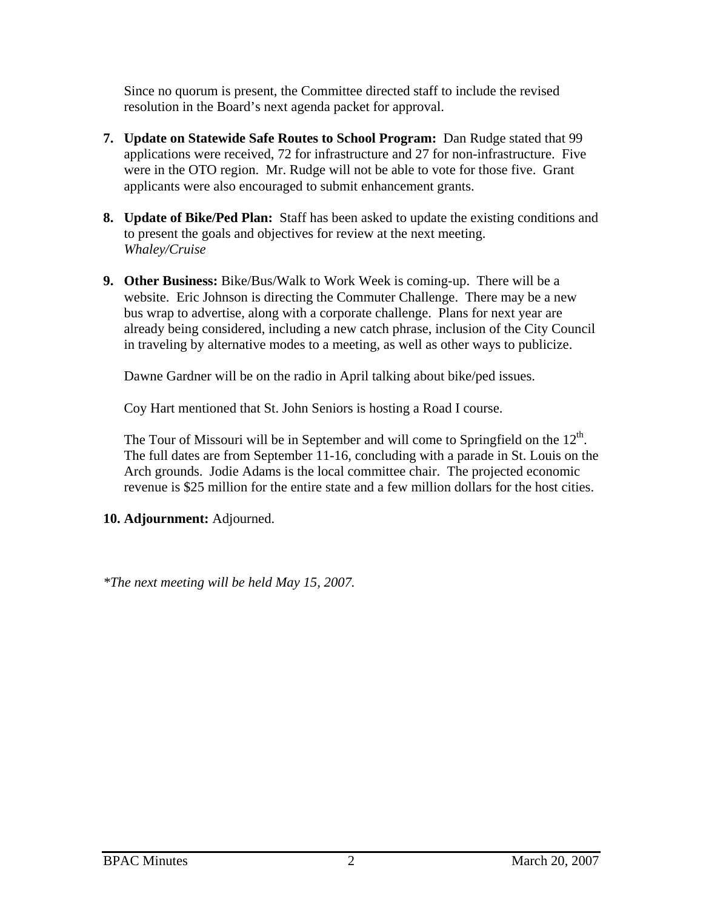Since no quorum is present, the Committee directed staff to include the revised resolution in the Board's next agenda packet for approval.

7. **Update on Statewide Safe Routes to School Program:** Dan Rudge stated that 99 applications were received, 72 for infrastructure and 27 for non-infrastructure. Five were in the OTO region. Mr. Rudge will not be able to vote for those five. Grant applicants were also encouraged to submit enhancement grants.

8. **Update of Bike/Ped Plan:** Staff has been asked to update the existing conditions and to present the goals and objectives for review at the next meeting.
   *Whaley/Cruise*

9. **Other Business:** Bike/Bus/Walk to Work Week is coming-up. There will be a website. Eric Johnson is directing the Commuter Challenge. There may be a new bus wrap to advertise, along with a corporate challenge. Plans for next year are already being considered, including a new catch phrase, inclusion of the City Council in traveling by alternative modes to a meeting, as well as other ways to publicize.

   Dawne Gardner will be on the radio in April talking about bike/ped issues.

   Coy Hart mentioned that St. John Seniors is hosting a Road I course.

   The Tour of Missouri will be in September and will come to Springfield on the 12th. The full dates are from September 11-16, concluding with a parade in St. Louis on the Arch grounds. Jodie Adams is the local committee chair. The projected economic revenue is $25 million for the entire state and a few million dollars for the host cities.

10. **Adjournment:** Adjourned.

*\*The next meeting will be held May 15, 2007.*